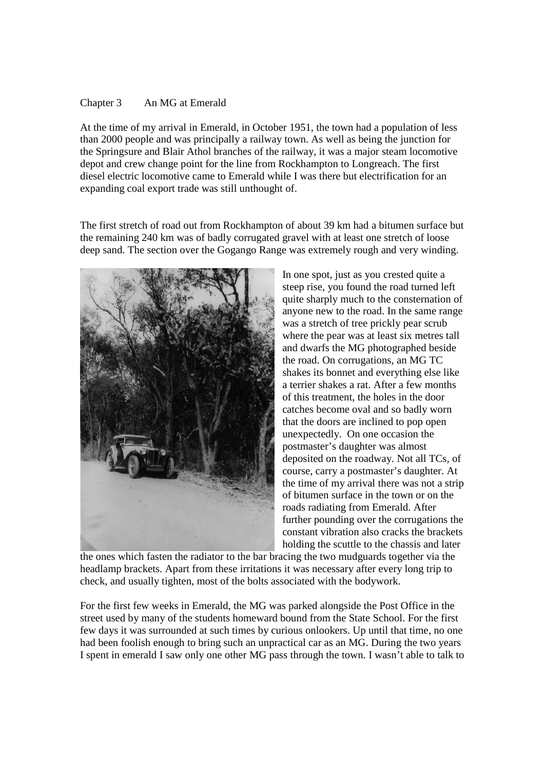# Chapter 3 An MG at Emerald

At the time of my arrival in Emerald, in October 1951, the town had a population of less than 2000 people and was principally a railway town. As well as being the junction for the Springsure and Blair Athol branches of the railway, it was a major steam locomotive depot and crew change point for the line from Rockhampton to Longreach. The first diesel electric locomotive came to Emerald while I was there but electrification for an expanding coal export trade was still unthought of.

The first stretch of road out from Rockhampton of about 39 km had a bitumen surface but the remaining 240 km was of badly corrugated gravel with at least one stretch of loose deep sand. The section over the Gogango Range was extremely rough and very winding.

In one spot, just as you crested quite a steep rise, you found the road turned left quite sharply much to the consternation of anyone new to the road. In the same range was a stretch of tree prickly pear scrub where the pear was at least six metres tall and dwarfs the MG photographed beside the road. On corrugations, an MG TC shakes its bonnet and everything else like a terrier shakes a rat. After a few months of this treatment, the holes in the door catches become oval and so badly worn that the doors are inclined to pop open unexpectedly. On one occasion the postmaster's daughter was almost deposited on the roadway. Not all TCs, of course, carry a postmaster's daughter. At the time of my arrival there was not a strip of bitumen surface in the town or on the roads radiating from Emerald. After further pounding over the corrugations the constant vibration also cracks the brackets holding the scuttle to the chassis and later the ones which fasten the radiator to the bar bracing the two mudguards together via the headlamp brackets. Apart from these irritations it was necessary after every long trip to check, and usually tighten, most of the bolts associated with the bodywork.

For the first few weeks in Emerald, the MG was parked alongside the Post Office in the street used by many of the students homeward bound from the State School. For the first few days it was surrounded at such times by curious onlookers. Up until that time, no one had been foolish enough to bring such an unpractical car as an MG. During the two years I spent in emerald I saw only one other MG pass through the town. I wasn't able to talk to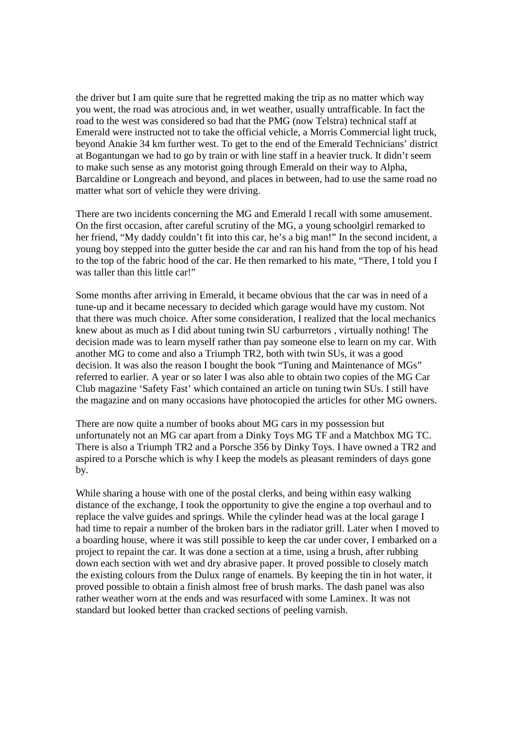the driver but I am quite sure that he regretted making the trip as no matter which way you went, the road was atrocious and, in wet weather, usually untrafficable. In fact the road to the west was considered so bad that the PMG (now Telstra) technical staff at Emerald were instructed not to take the official vehicle, a Morris Commercial light truck, beyond Anakie 34 km further west. To get to the end of the Emerald Technicians' district at Bogantungan we had to go by train or with line staff in a heavier truck. It didn't seem to make such sense as any motorist going through Emerald on their way to Alpha, Barcaldine or Longreach and beyond, and places in between, had to use the same road no matter what sort of vehicle they were driving.

There are two incidents concerning the MG and Emerald I recall with some amusement. On the first occasion, after careful scrutiny of the MG, a young schoolgirl remarked to her friend, "My daddy couldn't fit into this car, he's a big man!" In the second incident, a young boy stepped into the gutter beside the car and ran his hand from the top of his head to the top of the fabric hood of the car. He then remarked to his mate, "There, I told you I was taller than this little car!"

Some months after arriving in Emerald, it became obvious that the car was in need of a tune-up and it became necessary to decided which garage would have my custom. Not that there was much choice. After some consideration, I realized that the local mechanics knew about as much as I did about tuning twin SU carburretors , virtually nothing! The decision made was to learn myself rather than pay someone else to learn on my car. With another MG to come and also a Triumph TR2, both with twin SUs, it was a good decision. It was also the reason I bought the book "Tuning and Maintenance of MGs" referred to earlier. A year or so later I was also able to obtain two copies of the MG Car Club magazine 'Safety Fast' which contained an article on tuning twin SUs. I still have the magazine and on many occasions have photocopied the articles for other MG owners.

There are now quite a number of books about MG cars in my possession but unfortunately not an MG car apart from a Dinky Toys MG TF and a Matchbox MG TC. There is also a Triumph TR2 and a Porsche 356 by Dinky Toys. I have owned a TR2 and aspired to a Porsche which is why I keep the models as pleasant reminders of days gone by.

While sharing a house with one of the postal clerks, and being within easy walking distance of the exchange, I took the opportunity to give the engine a top overhaul and to replace the valve guides and springs. While the cylinder head was at the local garage I had time to repair a number of the broken bars in the radiator grill. Later when I moved to a boarding house, where it was still possible to keep the car under cover, I embarked on a project to repaint the car. It was done a section at a time, using a brush, after rubbing down each section with wet and dry abrasive paper. It proved possible to closely match the existing colours from the Dulux range of enamels. By keeping the tin in hot water, it proved possible to obtain a finish almost free of brush marks. The dash panel was also rather weather worn at the ends and was resurfaced with some Laminex. It was not standard but looked better than cracked sections of peeling varnish.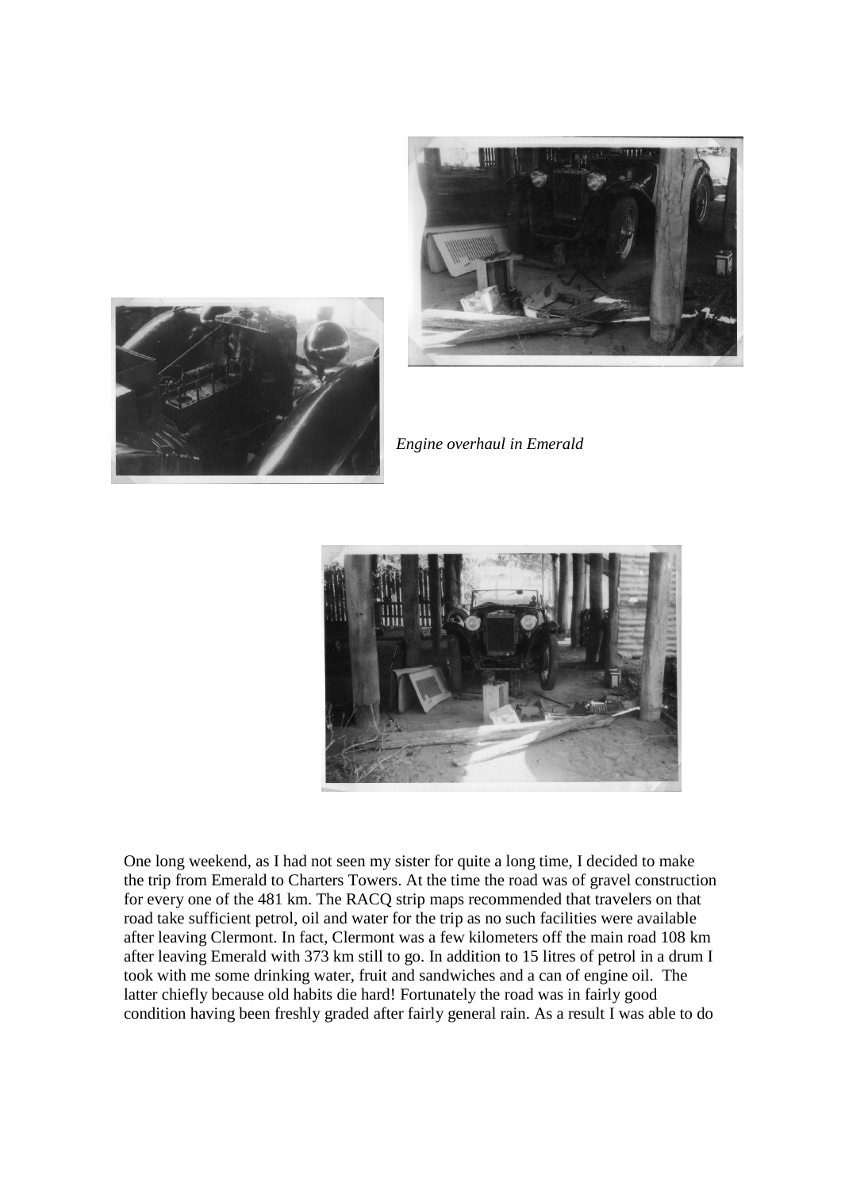*Engine overhaul in Emerald*

One long weekend, as I had not seen my sister for quite a long time, I decided to make the trip from Emerald to Charters Towers. At the time the road was of gravel construction for every one of the 481 km. The RACQ strip maps recommended that travelers on that road take sufficient petrol, oil and water for the trip as no such facilities were available after leaving Clermont. In fact, Clermont was a few kilometers off the main road 108 km after leaving Emerald with 373 km still to go. In addition to 15 litres of petrol in a drum I took with me some drinking water, fruit and sandwiches and a can of engine oil. The latter chiefly because old habits die hard! Fortunately the road was in fairly good condition having been freshly graded after fairly general rain. As a result I was able to do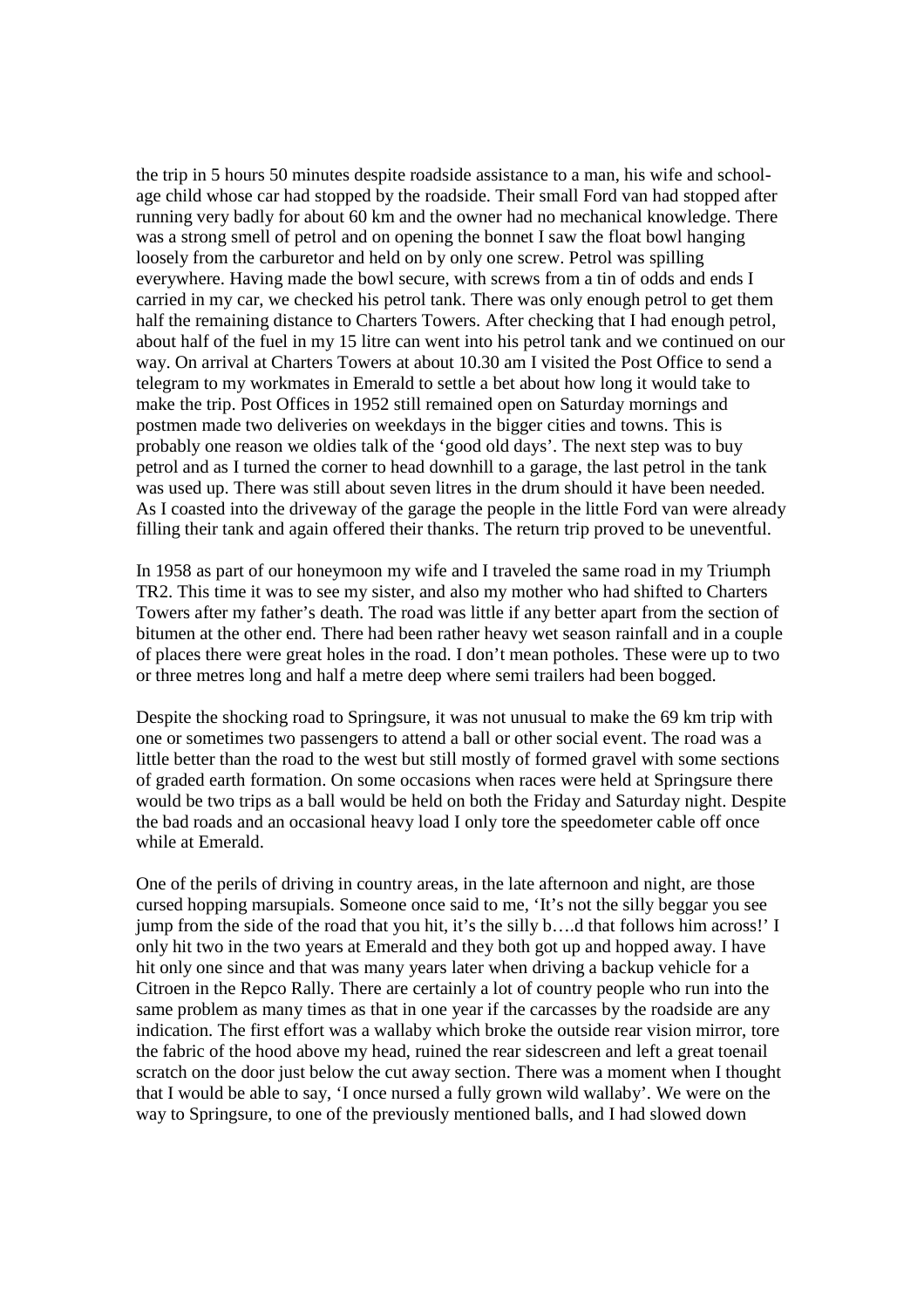the trip in 5 hours 50 minutes despite roadside assistance to a man, his wife and school-age child whose car had stopped by the roadside. Their small Ford van had stopped after running very badly for about 60 km and the owner had no mechanical knowledge. There was a strong smell of petrol and on opening the bonnet I saw the float bowl hanging loosely from the carburetor and held on by only one screw. Petrol was spilling everywhere. Having made the bowl secure, with screws from a tin of odds and ends I carried in my car, we checked his petrol tank. There was only enough petrol to get them half the remaining distance to Charters Towers. After checking that I had enough petrol, about half of the fuel in my 15 litre can went into his petrol tank and we continued on our way. On arrival at Charters Towers at about 10.30 am I visited the Post Office to send a telegram to my workmates in Emerald to settle a bet about how long it would take to make the trip. Post Offices in 1952 still remained open on Saturday mornings and postmen made two deliveries on weekdays in the bigger cities and towns. This is probably one reason we oldies talk of the 'good old days'. The next step was to buy petrol and as I turned the corner to head downhill to a garage, the last petrol in the tank was used up. There was still about seven litres in the drum should it have been needed. As I coasted into the driveway of the garage the people in the little Ford van were already filling their tank and again offered their thanks. The return trip proved to be uneventful.

In 1958 as part of our honeymoon my wife and I traveled the same road in my Triumph TR2. This time it was to see my sister, and also my mother who had shifted to Charters Towers after my father's death. The road was little if any better apart from the section of bitumen at the other end. There had been rather heavy wet season rainfall and in a couple of places there were great holes in the road. I don't mean potholes. These were up to two or three metres long and half a metre deep where semi trailers had been bogged.

Despite the shocking road to Springsure, it was not unusual to make the 69 km trip with one or sometimes two passengers to attend a ball or other social event. The road was a little better than the road to the west but still mostly of formed gravel with some sections of graded earth formation. On some occasions when races were held at Springsure there would be two trips as a ball would be held on both the Friday and Saturday night. Despite the bad roads and an occasional heavy load I only tore the speedometer cable off once while at Emerald.

One of the perils of driving in country areas, in the late afternoon and night, are those cursed hopping marsupials. Someone once said to me, 'It's not the silly beggar you see jump from the side of the road that you hit, it's the silly b….d that follows him across!' I only hit two in the two years at Emerald and they both got up and hopped away. I have hit only one since and that was many years later when driving a backup vehicle for a Citroen in the Repco Rally. There are certainly a lot of country people who run into the same problem as many times as that in one year if the carcasses by the roadside are any indication. The first effort was a wallaby which broke the outside rear vision mirror, tore the fabric of the hood above my head, ruined the rear sidescreen and left a great toenail scratch on the door just below the cut away section. There was a moment when I thought that I would be able to say, 'I once nursed a fully grown wild wallaby'. We were on the way to Springsure, to one of the previously mentioned balls, and I had slowed down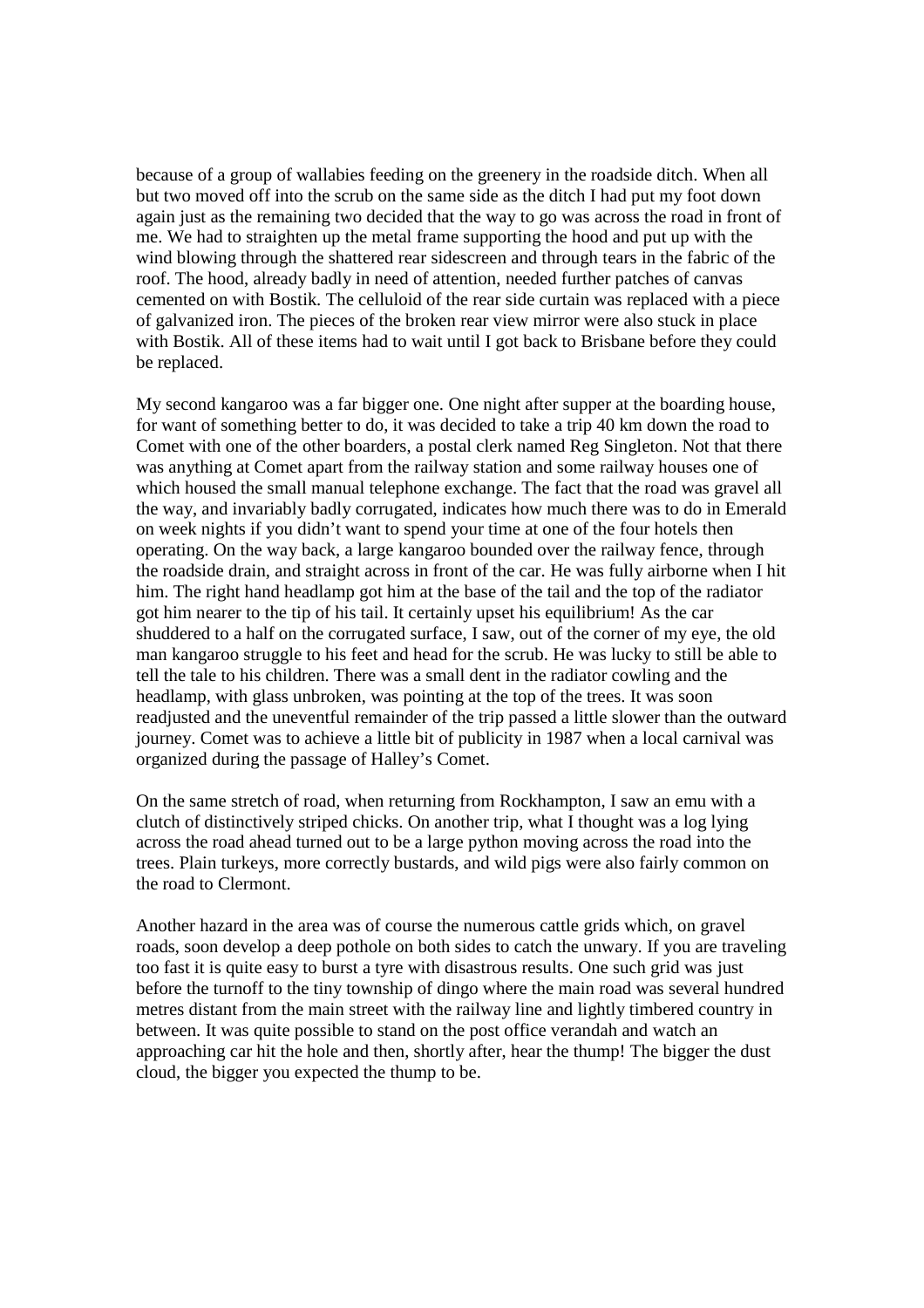because of a group of wallabies feeding on the greenery in the roadside ditch. When all but two moved off into the scrub on the same side as the ditch I had put my foot down again just as the remaining two decided that the way to go was across the road in front of me. We had to straighten up the metal frame supporting the hood and put up with the wind blowing through the shattered rear sidescreen and through tears in the fabric of the roof. The hood, already badly in need of attention, needed further patches of canvas cemented on with Bostik. The celluloid of the rear side curtain was replaced with a piece of galvanized iron. The pieces of the broken rear view mirror were also stuck in place with Bostik. All of these items had to wait until I got back to Brisbane before they could be replaced.

My second kangaroo was a far bigger one. One night after supper at the boarding house, for want of something better to do, it was decided to take a trip 40 km down the road to Comet with one of the other boarders, a postal clerk named Reg Singleton. Not that there was anything at Comet apart from the railway station and some railway houses one of which housed the small manual telephone exchange. The fact that the road was gravel all the way, and invariably badly corrugated, indicates how much there was to do in Emerald on week nights if you didn't want to spend your time at one of the four hotels then operating. On the way back, a large kangaroo bounded over the railway fence, through the roadside drain, and straight across in front of the car. He was fully airborne when I hit him. The right hand headlamp got him at the base of the tail and the top of the radiator got him nearer to the tip of his tail. It certainly upset his equilibrium! As the car shuddered to a half on the corrugated surface, I saw, out of the corner of my eye, the old man kangaroo struggle to his feet and head for the scrub. He was lucky to still be able to tell the tale to his children. There was a small dent in the radiator cowling and the headlamp, with glass unbroken, was pointing at the top of the trees. It was soon readjusted and the uneventful remainder of the trip passed a little slower than the outward journey. Comet was to achieve a little bit of publicity in 1987 when a local carnival was organized during the passage of Halley's Comet.

On the same stretch of road, when returning from Rockhampton, I saw an emu with a clutch of distinctively striped chicks. On another trip, what I thought was a log lying across the road ahead turned out to be a large python moving across the road into the trees. Plain turkeys, more correctly bustards, and wild pigs were also fairly common on the road to Clermont.

Another hazard in the area was of course the numerous cattle grids which, on gravel roads, soon develop a deep pothole on both sides to catch the unwary. If you are traveling too fast it is quite easy to burst a tyre with disastrous results. One such grid was just before the turnoff to the tiny township of dingo where the main road was several hundred metres distant from the main street with the railway line and lightly timbered country in between. It was quite possible to stand on the post office verandah and watch an approaching car hit the hole and then, shortly after, hear the thump! The bigger the dust cloud, the bigger you expected the thump to be.